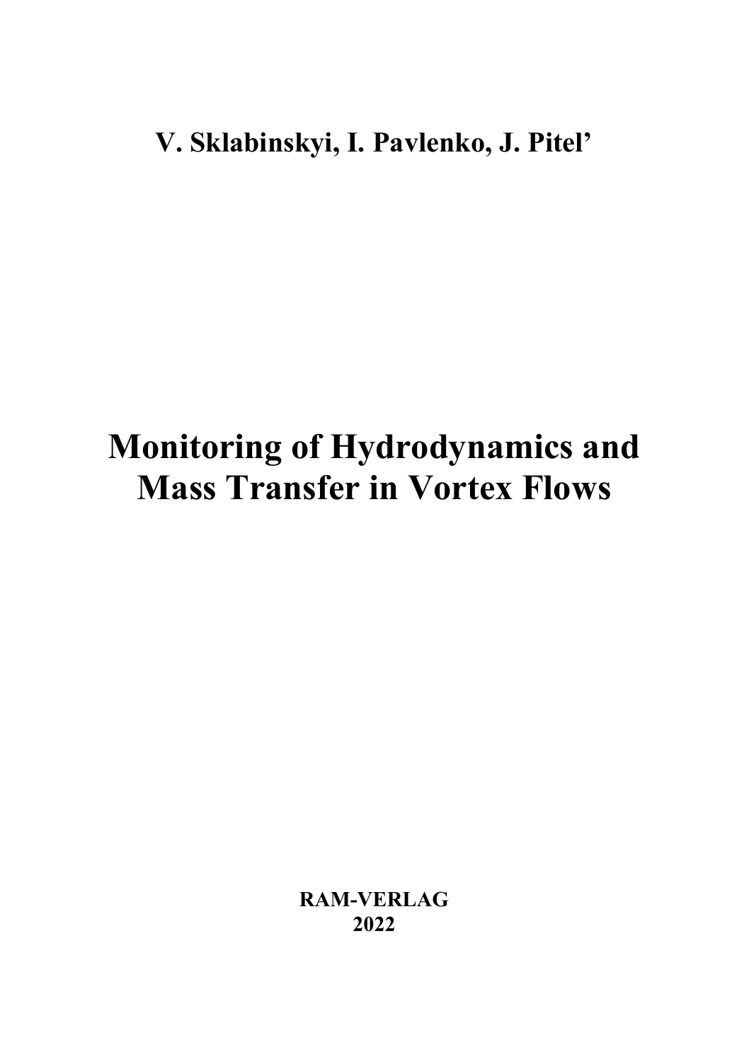**V. Sklabinskyi, I. Pavlenko, J. Pitel'**

# Monitoring of Hydrodynamics and Mass Transfer in Vortex Flows

**RAM-VERLAG**
**2022**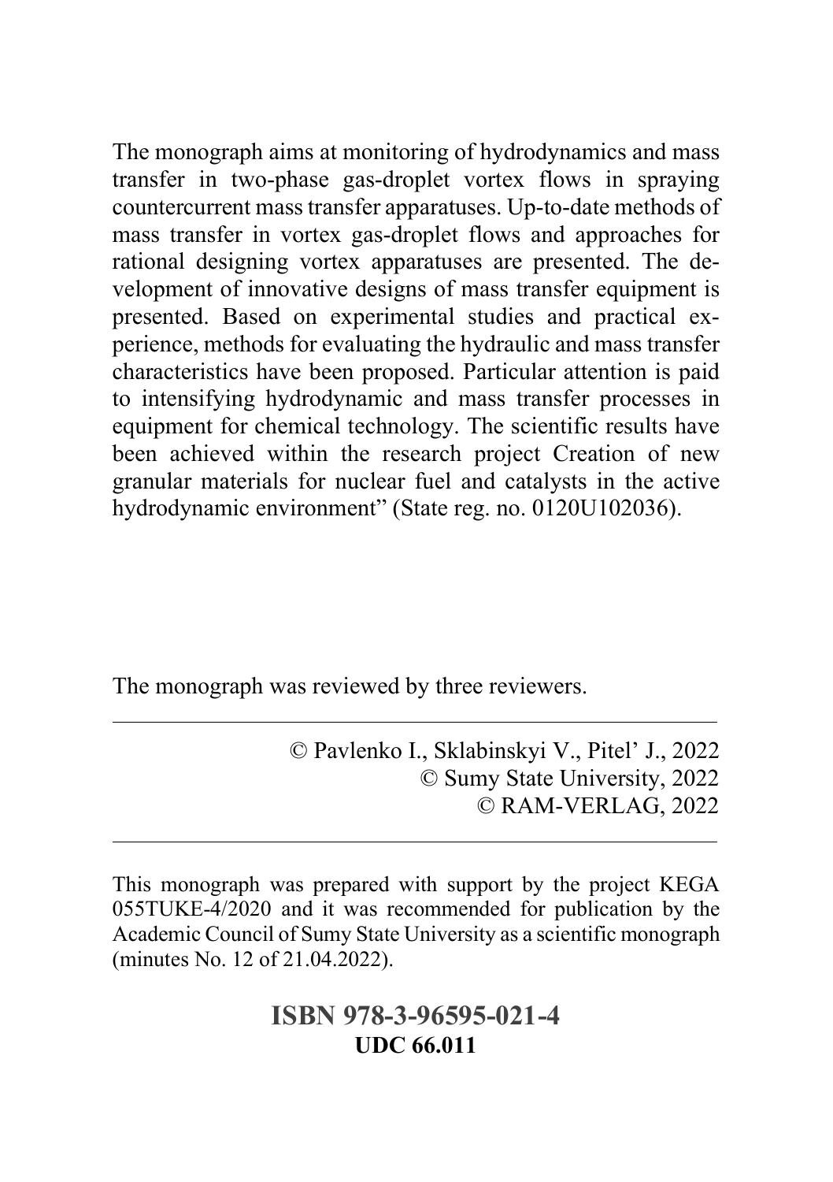The monograph aims at monitoring of hydrodynamics and mass transfer in two-phase gas-droplet vortex flows in spraying countercurrent mass transfer apparatuses. Up-to-date methods of mass transfer in vortex gas-droplet flows and approaches for rational designing vortex apparatuses are presented. The development of innovative designs of mass transfer equipment is presented. Based on experimental studies and practical experience, methods for evaluating the hydraulic and mass transfer characteristics have been proposed. Particular attention is paid to intensifying hydrodynamic and mass transfer processes in equipment for chemical technology. The scientific results have been achieved within the research project Creation of new granular materials for nuclear fuel and catalysts in the active hydrodynamic environment" (State reg. no. 0120U102036).

The monograph was reviewed by three reviewers.

---

© Pavlenko I., Sklabinskyi V., Pitel' J., 2022
© Sumy State University, 2022
© RAM-VERLAG, 2022

---

This monograph was prepared with support by the project KEGA 055TUKE-4/2020 and it was recommended for publication by the Academic Council of Sumy State University as a scientific monograph (minutes No. 12 of 21.04.2022).

**ISBN 978-3-96595-021-4**
**UDC 66.011**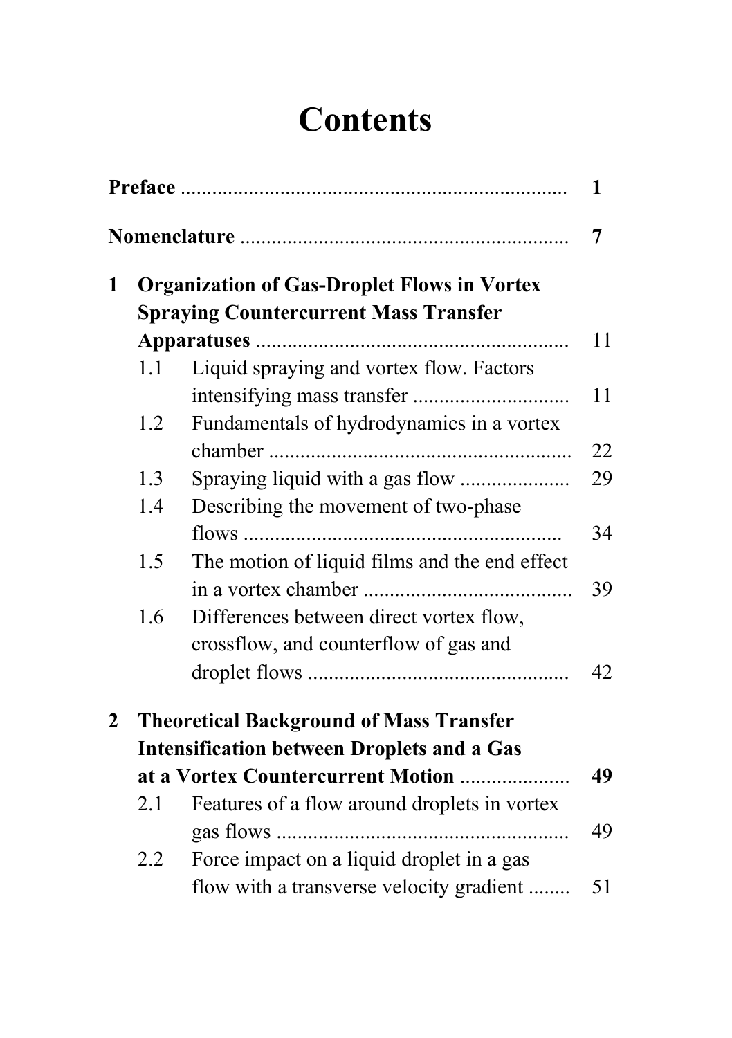# Contents

**Preface** .......... **1**

**Nomenclature** .......... **7**

**1 Organization of Gas-Droplet Flows in Vortex Spraying Countercurrent Mass Transfer Apparatuses** .......... 11

- 1.1 Liquid spraying and vortex flow. Factors intensifying mass transfer .......... 11
- 1.2 Fundamentals of hydrodynamics in a vortex chamber .......... 22
- 1.3 Spraying liquid with a gas flow .......... 29
- 1.4 Describing the movement of two-phase flows .......... 34
- 1.5 The motion of liquid films and the end effect in a vortex chamber .......... 39
- 1.6 Differences between direct vortex flow, crossflow, and counterflow of gas and droplet flows .......... 42

**2 Theoretical Background of Mass Transfer Intensification between Droplets and a Gas at a Vortex Countercurrent Motion** .......... **49**

- 2.1 Features of a flow around droplets in vortex gas flows .......... 49
- 2.2 Force impact on a liquid droplet in a gas flow with a transverse velocity gradient .......... 51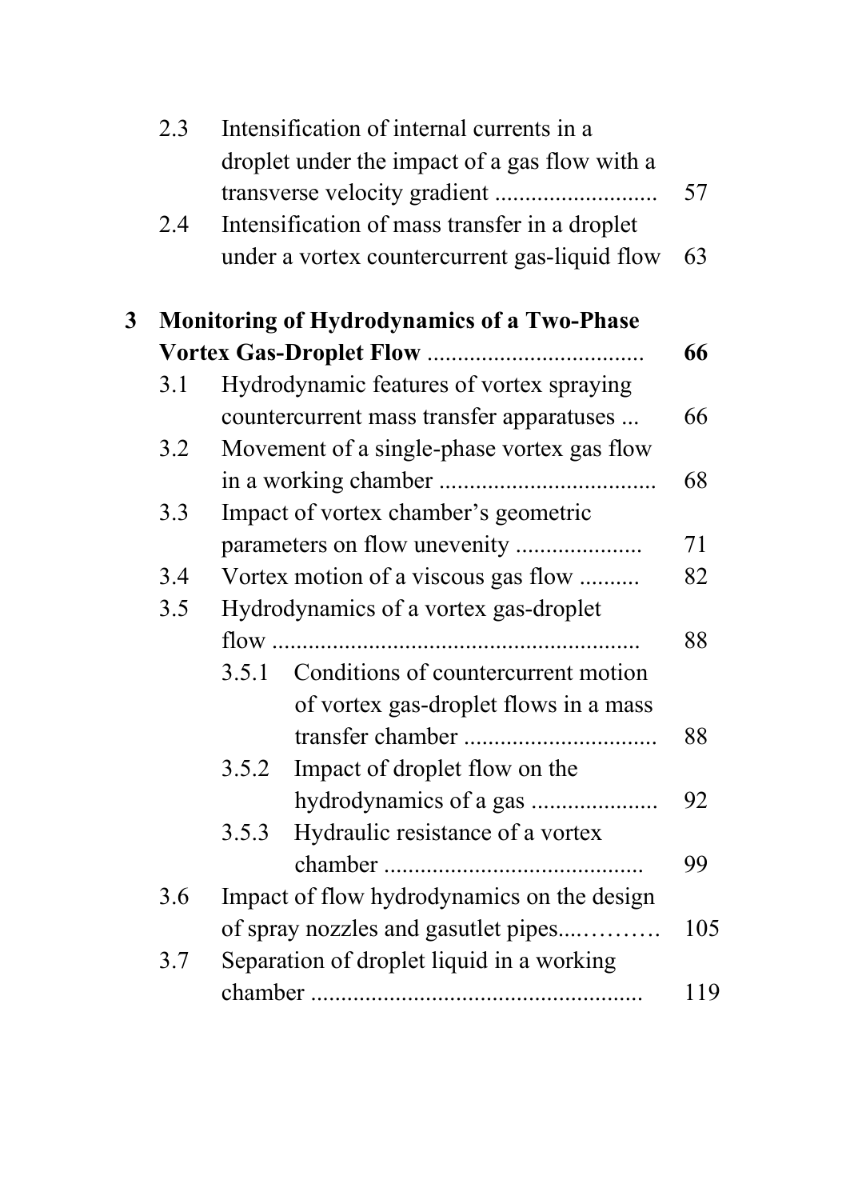2.3 Intensification of internal currents in a droplet under the impact of a gas flow with a transverse velocity gradient .......................... 57

2.4 Intensification of mass transfer in a droplet under a vortex countercurrent gas-liquid flow 63

**3 Monitoring of Hydrodynamics of a Two-Phase Vortex Gas-Droplet Flow .................................. 66**

3.1 Hydrodynamic features of vortex spraying countercurrent mass transfer apparatuses ... 66

3.2 Movement of a single-phase vortex gas flow in a working chamber .................................. 68

3.3 Impact of vortex chamber's geometric parameters on flow unevenity .................... 71

3.4 Vortex motion of a viscous gas flow .......... 82

3.5 Hydrodynamics of a vortex gas-droplet flow ........................................................... 88

3.5.1 Conditions of countercurrent motion of vortex gas-droplet flows in a mass transfer chamber ............................... 88

3.5.2 Impact of droplet flow on the hydrodynamics of a gas .................... 92

3.5.3 Hydraulic resistance of a vortex chamber .......................................... 99

3.6 Impact of flow hydrodynamics on the design of spray nozzles and gasutlet pipes....………. 105

3.7 Separation of droplet liquid in a working chamber ...................................................... 119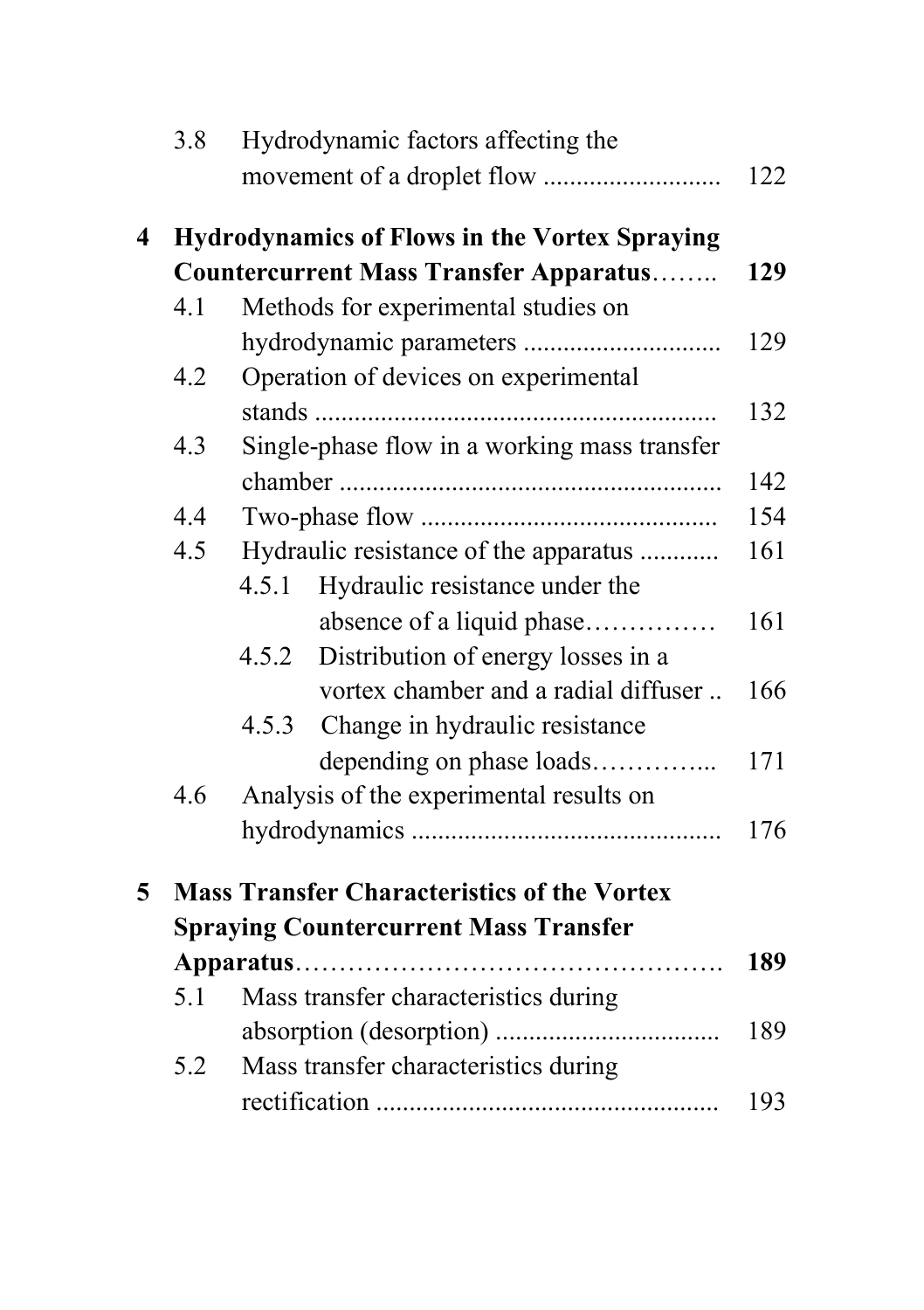| | | | |
|---|---|---|---|
| | 3.8 | Hydrodynamic factors affecting the movement of a droplet flow ........................... | 122 |
| **4** | **Hydrodynamics of Flows in the Vortex Spraying Countercurrent Mass Transfer Apparatus**…….. | | **129** |
| | 4.1 | Methods for experimental studies on hydrodynamic parameters ............................. | 129 |
| | 4.2 | Operation of devices on experimental stands ............................................................ | 132 |
| | 4.3 | Single-phase flow in a working mass transfer chamber ......................................................... | 142 |
| | 4.4 | Two-phase flow ............................................ | 154 |
| | 4.5 | Hydraulic resistance of the apparatus ............ | 161 |
| | | 4.5.1 Hydraulic resistance under the absence of a liquid phase…………… | 161 |
| | | 4.5.2 Distribution of energy losses in a vortex chamber and a radial diffuser .. | 166 |
| | | 4.5.3 Change in hydraulic resistance depending on phase loads…………... | 171 |
| | 4.6 | Analysis of the experimental results on hydrodynamics .............................................. | 176 |
| **5** | **Mass Transfer Characteristics of the Vortex Spraying Countercurrent Mass Transfer Apparatus**……………………………………… | | **189** |
| | 5.1 | Mass transfer characteristics during absorption (desorption) .................................. | 189 |
| | 5.2 | Mass transfer characteristics during rectification .................................................... | 193 |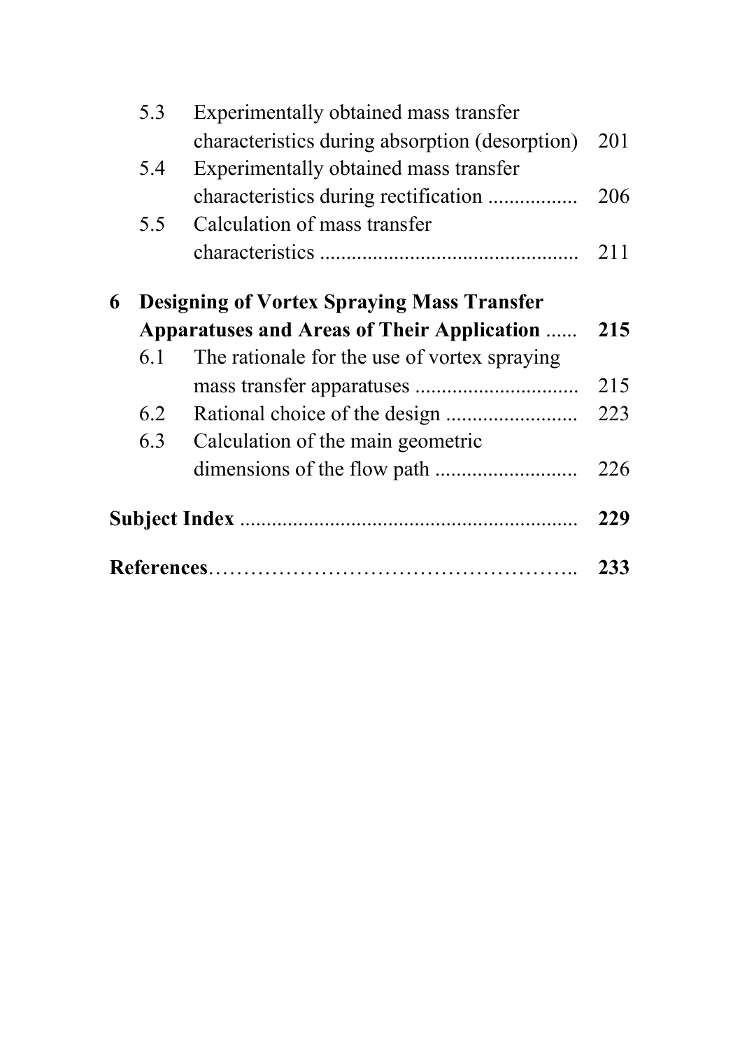| | | | |
|---|---|---|---|
| | 5.3 | Experimentally obtained mass transfer characteristics during absorption (desorption) | 201 |
| | 5.4 | Experimentally obtained mass transfer characteristics during rectification ................ | 206 |
| | 5.5 | Calculation of mass transfer characteristics ................................................ | 211 |
| **6** | **Designing of Vortex Spraying Mass Transfer Apparatuses and Areas of Their Application** ...... | | **215** |
| | 6.1 | The rationale for the use of vortex spraying mass transfer apparatuses .............................. | 215 |
| | 6.2 | Rational choice of the design ......................... | 223 |
| | 6.3 | Calculation of the main geometric dimensions of the flow path .......................... | 226 |
| **Subject Index** ................................................................ | | | **229** |
| **References**…………………………………………….. | | | **233** |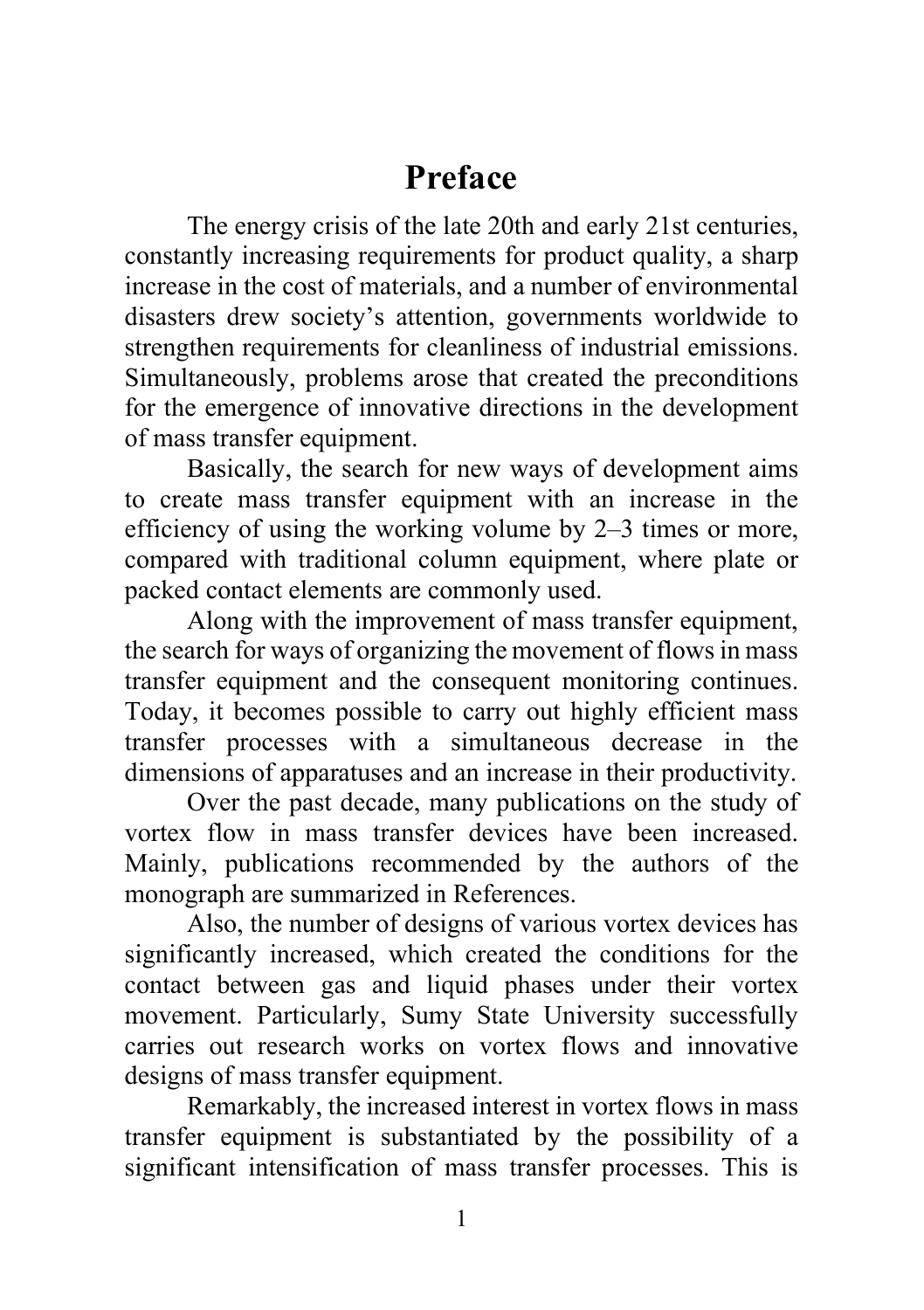# Preface

The energy crisis of the late 20th and early 21st centuries, constantly increasing requirements for product quality, a sharp increase in the cost of materials, and a number of environmental disasters drew society's attention, governments worldwide to strengthen requirements for cleanliness of industrial emissions. Simultaneously, problems arose that created the preconditions for the emergence of innovative directions in the development of mass transfer equipment.

Basically, the search for new ways of development aims to create mass transfer equipment with an increase in the efficiency of using the working volume by 2–3 times or more, compared with traditional column equipment, where plate or packed contact elements are commonly used.

Along with the improvement of mass transfer equipment, the search for ways of organizing the movement of flows in mass transfer equipment and the consequent monitoring continues. Today, it becomes possible to carry out highly efficient mass transfer processes with a simultaneous decrease in the dimensions of apparatuses and an increase in their productivity.

Over the past decade, many publications on the study of vortex flow in mass transfer devices have been increased. Mainly, publications recommended by the authors of the monograph are summarized in References.

Also, the number of designs of various vortex devices has significantly increased, which created the conditions for the contact between gas and liquid phases under their vortex movement. Particularly, Sumy State University successfully carries out research works on vortex flows and innovative designs of mass transfer equipment.

Remarkably, the increased interest in vortex flows in mass transfer equipment is substantiated by the possibility of a significant intensification of mass transfer processes. This is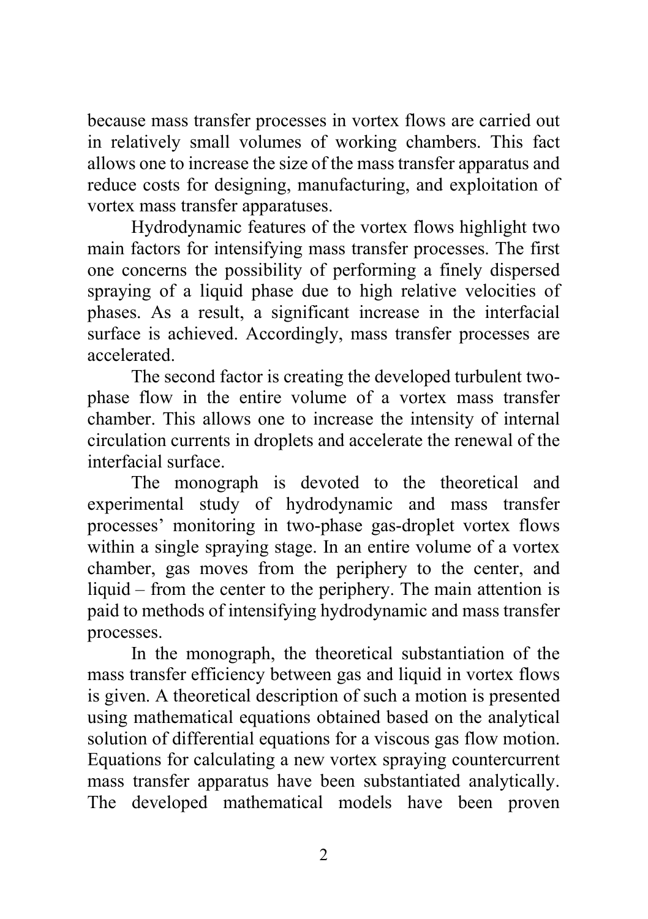because mass transfer processes in vortex flows are carried out in relatively small volumes of working chambers. This fact allows one to increase the size of the mass transfer apparatus and reduce costs for designing, manufacturing, and exploitation of vortex mass transfer apparatuses.

Hydrodynamic features of the vortex flows highlight two main factors for intensifying mass transfer processes. The first one concerns the possibility of performing a finely dispersed spraying of a liquid phase due to high relative velocities of phases. As a result, a significant increase in the interfacial surface is achieved. Accordingly, mass transfer processes are accelerated.

The second factor is creating the developed turbulent two-phase flow in the entire volume of a vortex mass transfer chamber. This allows one to increase the intensity of internal circulation currents in droplets and accelerate the renewal of the interfacial surface.

The monograph is devoted to the theoretical and experimental study of hydrodynamic and mass transfer processes' monitoring in two-phase gas-droplet vortex flows within a single spraying stage. In an entire volume of a vortex chamber, gas moves from the periphery to the center, and liquid – from the center to the periphery. The main attention is paid to methods of intensifying hydrodynamic and mass transfer processes.

In the monograph, the theoretical substantiation of the mass transfer efficiency between gas and liquid in vortex flows is given. A theoretical description of such a motion is presented using mathematical equations obtained based on the analytical solution of differential equations for a viscous gas flow motion. Equations for calculating a new vortex spraying countercurrent mass transfer apparatus have been substantiated analytically. The developed mathematical models have been proven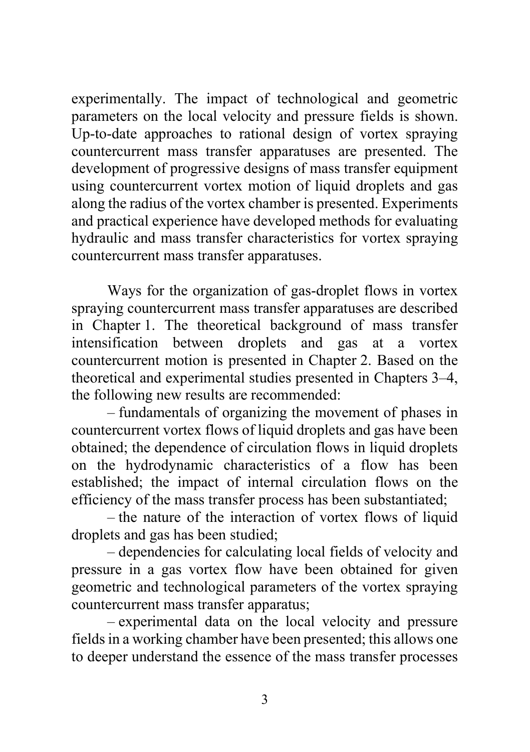experimentally. The impact of technological and geometric parameters on the local velocity and pressure fields is shown. Up-to-date approaches to rational design of vortex spraying countercurrent mass transfer apparatuses are presented. The development of progressive designs of mass transfer equipment using countercurrent vortex motion of liquid droplets and gas along the radius of the vortex chamber is presented. Experiments and practical experience have developed methods for evaluating hydraulic and mass transfer characteristics for vortex spraying countercurrent mass transfer apparatuses.

Ways for the organization of gas-droplet flows in vortex spraying countercurrent mass transfer apparatuses are described in Chapter 1. The theoretical background of mass transfer intensification between droplets and gas at a vortex countercurrent motion is presented in Chapter 2. Based on the theoretical and experimental studies presented in Chapters 3–4, the following new results are recommended:

– fundamentals of organizing the movement of phases in countercurrent vortex flows of liquid droplets and gas have been obtained; the dependence of circulation flows in liquid droplets on the hydrodynamic characteristics of a flow has been established; the impact of internal circulation flows on the efficiency of the mass transfer process has been substantiated;

– the nature of the interaction of vortex flows of liquid droplets and gas has been studied;

– dependencies for calculating local fields of velocity and pressure in a gas vortex flow have been obtained for given geometric and technological parameters of the vortex spraying countercurrent mass transfer apparatus;

– experimental data on the local velocity and pressure fields in a working chamber have been presented; this allows one to deeper understand the essence of the mass transfer processes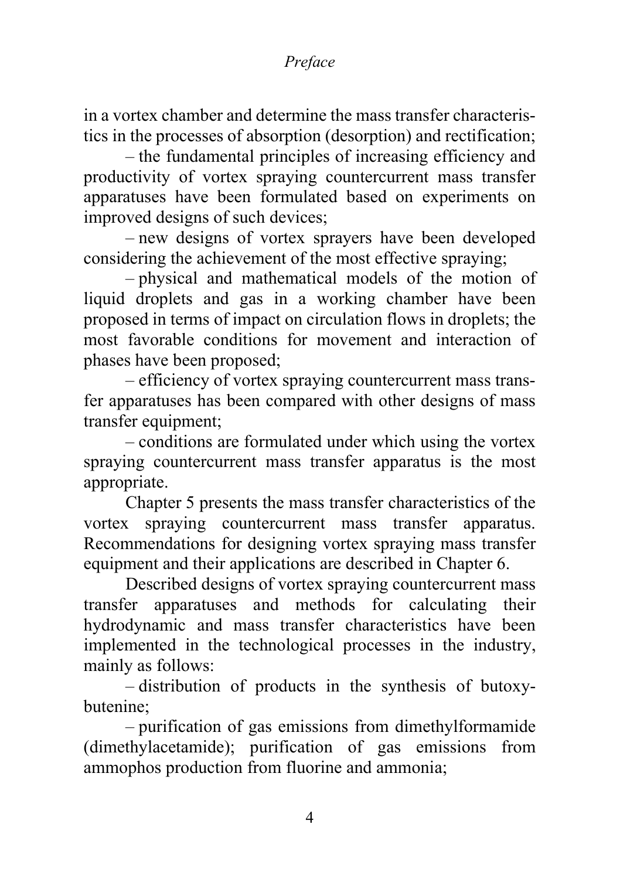in a vortex chamber and determine the mass transfer characteristics in the processes of absorption (desorption) and rectification;

– the fundamental principles of increasing efficiency and productivity of vortex spraying countercurrent mass transfer apparatuses have been formulated based on experiments on improved designs of such devices;

– new designs of vortex sprayers have been developed considering the achievement of the most effective spraying;

– physical and mathematical models of the motion of liquid droplets and gas in a working chamber have been proposed in terms of impact on circulation flows in droplets; the most favorable conditions for movement and interaction of phases have been proposed;

– efficiency of vortex spraying countercurrent mass transfer apparatuses has been compared with other designs of mass transfer equipment;

– conditions are formulated under which using the vortex spraying countercurrent mass transfer apparatus is the most appropriate.

Chapter 5 presents the mass transfer characteristics of the vortex spraying countercurrent mass transfer apparatus. Recommendations for designing vortex spraying mass transfer equipment and their applications are described in Chapter 6.

Described designs of vortex spraying countercurrent mass transfer apparatuses and methods for calculating their hydrodynamic and mass transfer characteristics have been implemented in the technological processes in the industry, mainly as follows:

– distribution of products in the synthesis of butoxybutenine;

– purification of gas emissions from dimethylformamide (dimethylacetamide); purification of gas emissions from ammophos production from fluorine and ammonia;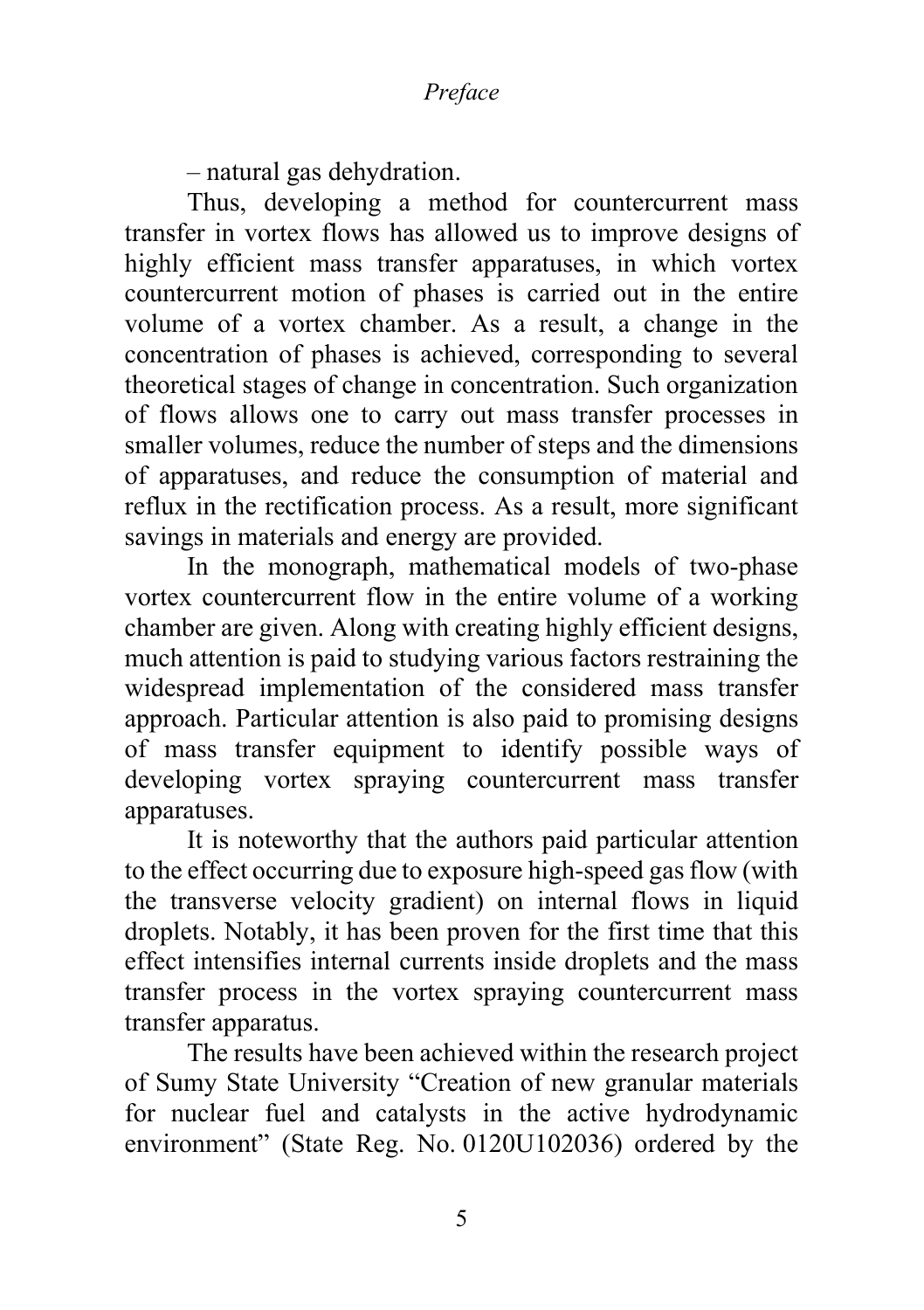– natural gas dehydration.

Thus, developing a method for countercurrent mass transfer in vortex flows has allowed us to improve designs of highly efficient mass transfer apparatuses, in which vortex countercurrent motion of phases is carried out in the entire volume of a vortex chamber. As a result, a change in the concentration of phases is achieved, corresponding to several theoretical stages of change in concentration. Such organization of flows allows one to carry out mass transfer processes in smaller volumes, reduce the number of steps and the dimensions of apparatuses, and reduce the consumption of material and reflux in the rectification process. As a result, more significant savings in materials and energy are provided.

In the monograph, mathematical models of two-phase vortex countercurrent flow in the entire volume of a working chamber are given. Along with creating highly efficient designs, much attention is paid to studying various factors restraining the widespread implementation of the considered mass transfer approach. Particular attention is also paid to promising designs of mass transfer equipment to identify possible ways of developing vortex spraying countercurrent mass transfer apparatuses.

It is noteworthy that the authors paid particular attention to the effect occurring due to exposure high-speed gas flow (with the transverse velocity gradient) on internal flows in liquid droplets. Notably, it has been proven for the first time that this effect intensifies internal currents inside droplets and the mass transfer process in the vortex spraying countercurrent mass transfer apparatus.

The results have been achieved within the research project of Sumy State University "Creation of new granular materials for nuclear fuel and catalysts in the active hydrodynamic environment" (State Reg. No. 0120U102036) ordered by the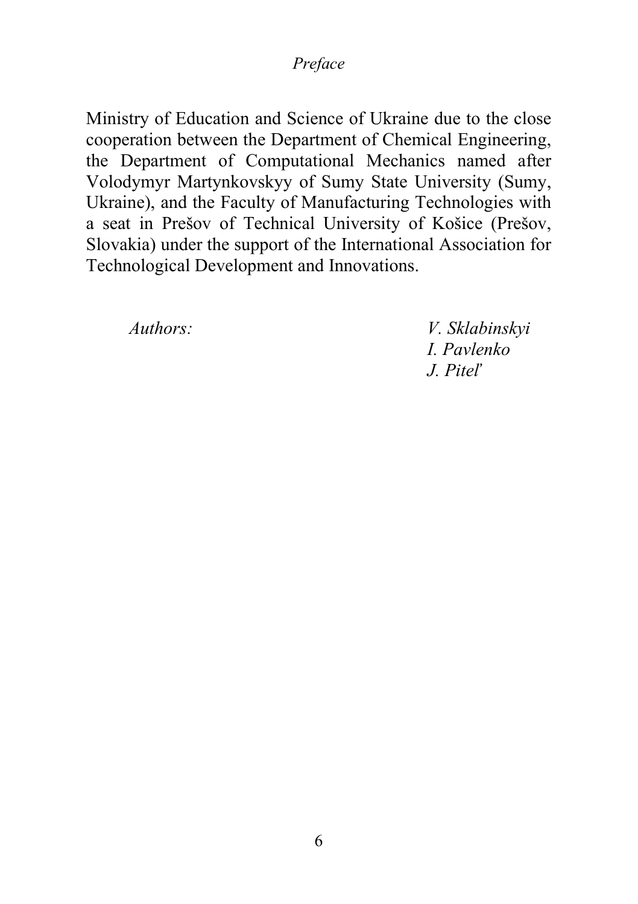Ministry of Education and Science of Ukraine due to the close cooperation between the Department of Chemical Engineering, the Department of Computational Mechanics named after Volodymyr Martynkovskyy of Sumy State University (Sumy, Ukraine), and the Faculty of Manufacturing Technologies with a seat in Prešov of Technical University of Košice (Prešov, Slovakia) under the support of the International Association for Technological Development and Innovations.

*Authors:*

*V. Sklabinskyi*
*I. Pavlenko*
*J. Piteľ*